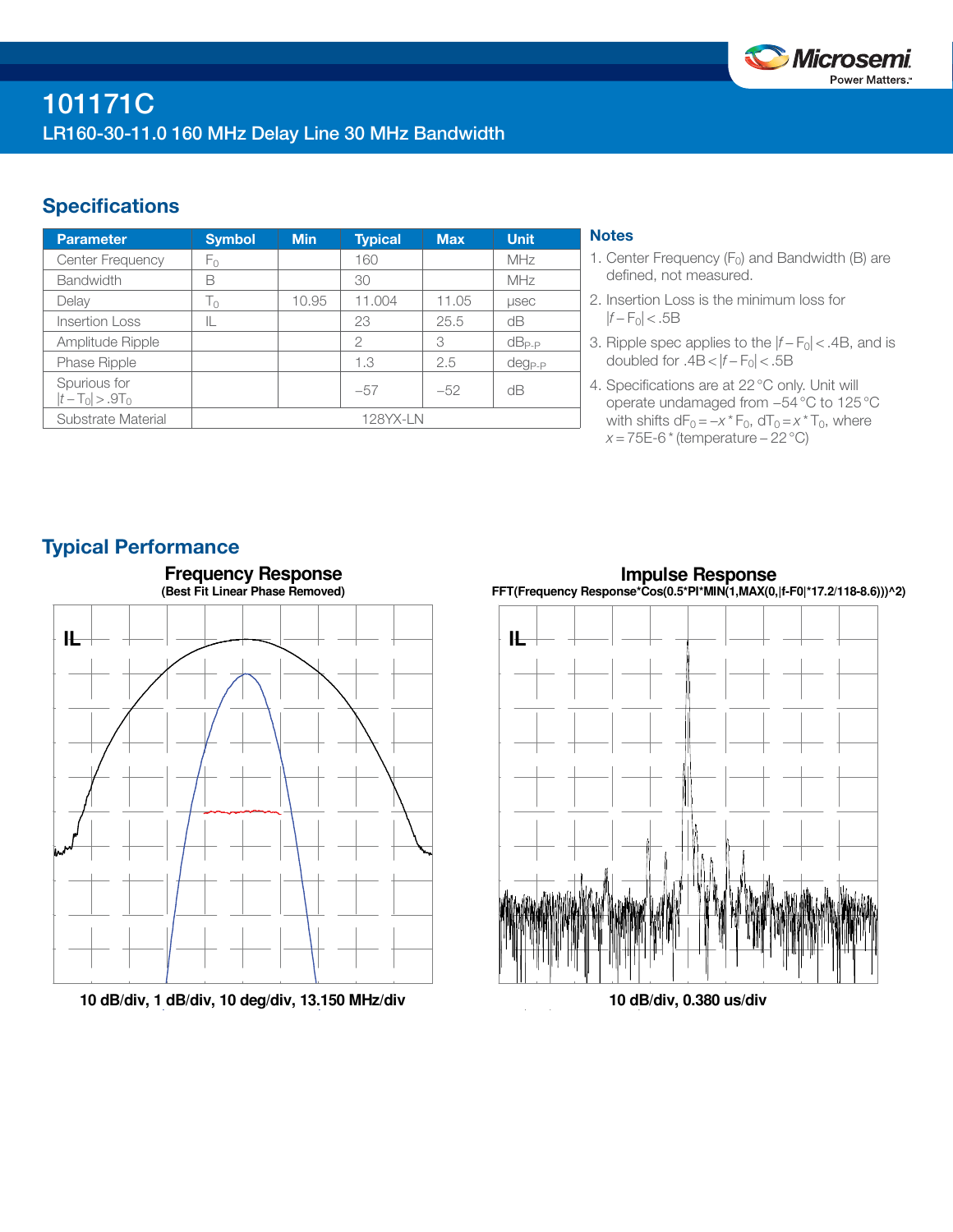# 101171C

## LR160-30-11.0 160 MHz Delay Line 30 MHz Bandwidth

## Specifications

| Parameter | Symbol | Min | Typical | Max | Unit |
|---|---|---|---|---|---|
| Center Frequency | $F_0$ | | 160 | | MHz |
| Bandwidth | B | | 30 | | MHz |
| Delay | $T_0$ | 10.95 | 11.004 | 11.05 | μsec |
| Insertion Loss | IL | | 23 | 25.5 | dB |
| Amplitude Ripple | | | 2 | 3 | $dB_{P-P}$ |
| Phase Ripple | | | 1.3 | 2.5 | $deg_{P-P}$ |
| Spurious for $\lvert t - T_0\rvert > .9T_0$ | | | −57 | −52 | dB |
| Substrate Material | 128YX-LN | | | | |

### Notes

1. Center Frequency ($F_0$) and Bandwidth (B) are defined, not measured.
2. Insertion Loss is the minimum loss for $\lvert f - F_0\rvert < .5B$
3. Ripple spec applies to the $\lvert f - F_0\rvert < .4B$, and is doubled for $.4B < \lvert f - F_0\rvert < .5B$
4. Specifications are at 22 °C only. Unit will operate undamaged from −54 °C to 125 °C with shifts $dF_0 = -x * F_0$, $dT_0 = x * T_0$, where $x = 75E\text{-}6 * (\text{temperature} - 22\,°C)$

## Typical Performance

**Frequency Response**

(Best Fit Linear Phase Removed)

IL

10 dB/div, 1 dB/div, 10 deg/div, 13.150 MHz/div

**Impulse Response**

FFT(Frequency Response*Cos(0.5*PI*MIN(1,MAX(0,|f-F0|*17.2/118-8.6)))^2)

IL

10 dB/div, 0.380 us/div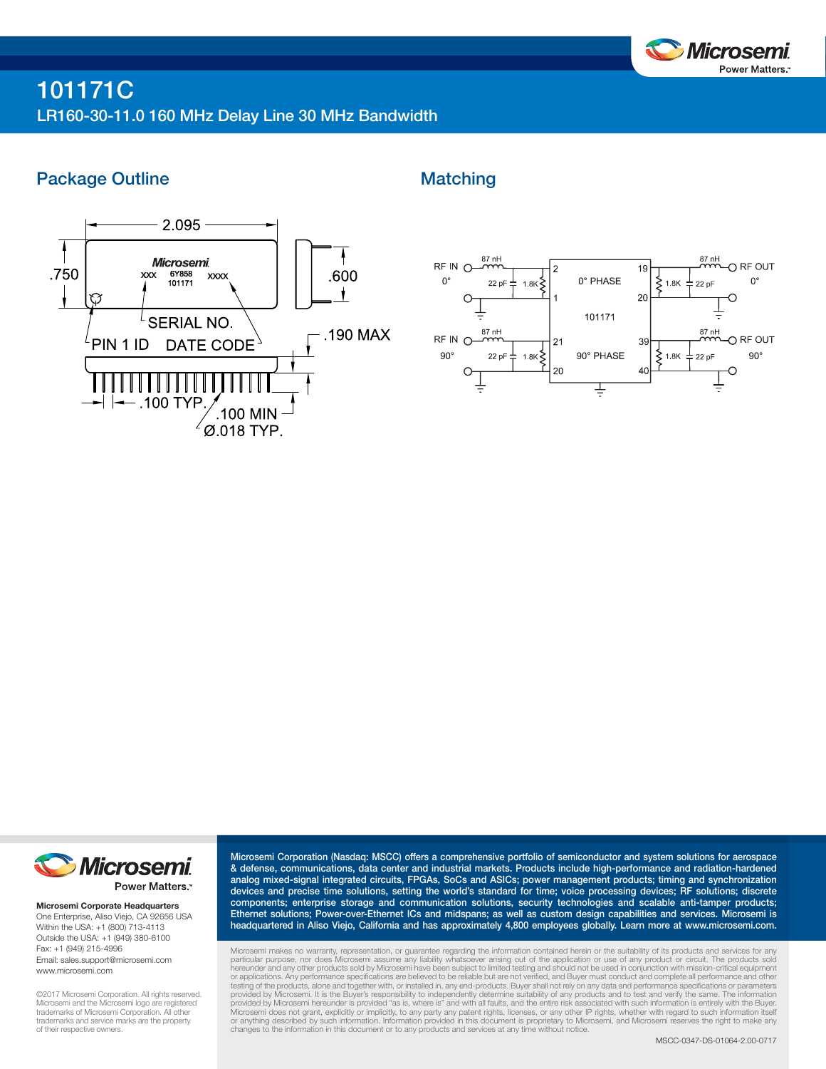# 101171C

LR160-30-11.0 160 MHz Delay Line 30 MHz Bandwidth

## Package Outline

2.095

.750

.600

Microsemi

XXX 6Y858 XXXX

101171

SERIAL NO.

PIN 1 ID DATE CODE

.190 MAX

.100 TYP.

.100 MIN

Ø.018 TYP.

## Matching

RF IN 0°

87 nH

22 pF

1.8K

2

1

0° PHASE

19

20

1.8K

22 pF

87 nH

RF OUT 0°

101171

RF IN 90°

87 nH

22 pF

1.8K

21

20

90° PHASE

39

40

1.8K

22 pF

87 nH

RF OUT 90°

---

Microsemi

Power Matters.

**Microsemi Corporate Headquarters**
One Enterprise, Aliso Viejo, CA 92656 USA
Within the USA: +1 (800) 713-4113
Outside the USA: +1 (949) 380-6100
Fax: +1 (949) 215-4996
Email: sales.support@microsemi.com
www.microsemi.com

©2017 Microsemi Corporation. All rights reserved. Microsemi and the Microsemi logo are registered trademarks of Microsemi Corporation. All other trademarks and service marks are the property of their respective owners.

Microsemi Corporation (Nasdaq: MSCC) offers a comprehensive portfolio of semiconductor and system solutions for aerospace & defense, communications, data center and industrial markets. Products include high-performance and radiation-hardened analog mixed-signal integrated circuits, FPGAs, SoCs and ASICs; power management products; timing and synchronization devices and precise time solutions, setting the world's standard for time; voice processing devices; RF solutions; discrete components; enterprise storage and communication solutions, security technologies and scalable anti-tamper products; Ethernet solutions; Power-over-Ethernet ICs and midspans; as well as custom design capabilities and services. Microsemi is headquartered in Aliso Viejo, California and has approximately 4,800 employees globally. Learn more at www.microsemi.com.

Microsemi makes no warranty, representation, or guarantee regarding the information contained herein or the suitability of its products and services for any particular purpose, nor does Microsemi assume any liability whatsoever arising out of the application or use of any product or circuit. The products sold hereunder and any other products sold by Microsemi have been subject to limited testing and should not be used in conjunction with mission-critical equipment or applications. Any performance specifications are believed to be reliable but are not verified, and Buyer must conduct and complete all performance and other testing of the products, alone and together with, or installed in, any end-products. Buyer shall not rely on any data and performance specifications or parameters provided by Microsemi. It is the Buyer's responsibility to independently determine suitability of any products and to test and verify the same. The information provided by Microsemi hereunder is provided "as is, where is" and with all faults, and the entire risk associated with such information is entirely with the Buyer. Microsemi does not grant, explicitly or implicitly, to any party any patent rights, licenses, or any other IP rights, whether with regard to such information itself or anything described by such information. Information provided in this document is proprietary to Microsemi, and Microsemi reserves the right to make any changes to the information in this document or to any products and services at any time without notice.

MSCC-0347-DS-01064-2.00-0717